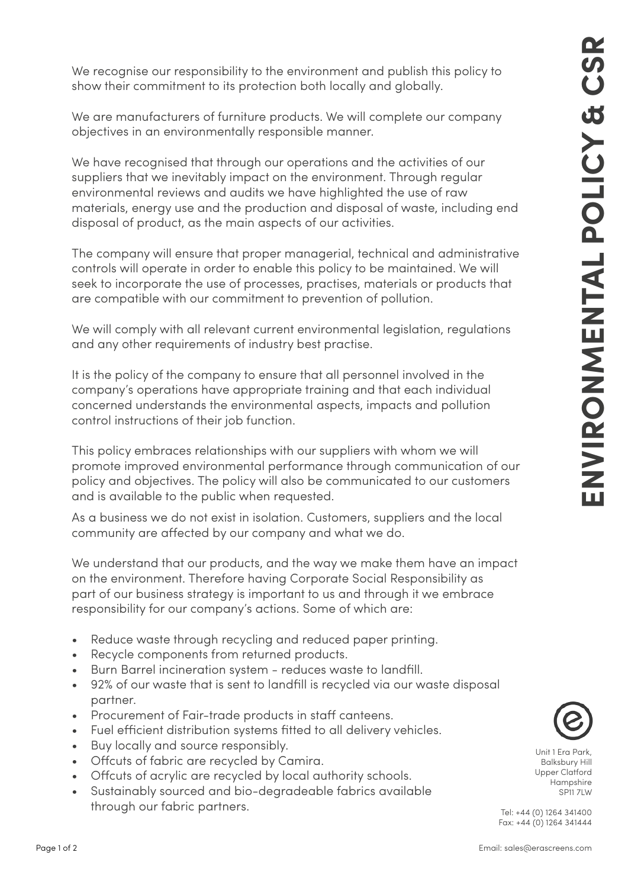# ENVIRONMENTAL POLICY & CSR

We recognise our responsibility to the environment and publish this policy to show their commitment to its protection both locally and globally.

We are manufacturers of furniture products. We will complete our company objectives in an environmentally responsible manner.

We have recognised that through our operations and the activities of our suppliers that we inevitably impact on the environment. Through regular environmental reviews and audits we have highlighted the use of raw materials, energy use and the production and disposal of waste, including end disposal of product, as the main aspects of our activities.

The company will ensure that proper managerial, technical and administrative controls will operate in order to enable this policy to be maintained. We will seek to incorporate the use of processes, practises, materials or products that are compatible with our commitment to prevention of pollution.

We will comply with all relevant current environmental legislation, regulations and any other requirements of industry best practise.

It is the policy of the company to ensure that all personnel involved in the company's operations have appropriate training and that each individual concerned understands the environmental aspects, impacts and pollution control instructions of their job function.

This policy embraces relationships with our suppliers with whom we will promote improved environmental performance through communication of our policy and objectives. The policy will also be communicated to our customers and is available to the public when requested.

As a business we do not exist in isolation. Customers, suppliers and the local community are affected by our company and what we do.

We understand that our products, and the way we make them have an impact on the environment. Therefore having Corporate Social Responsibility as part of our business strategy is important to us and through it we embrace responsibility for our company's actions. Some of which are:

- Reduce waste through recycling and reduced paper printing.
- Recycle components from returned products.
- Burn Barrel incineration system - reduces waste to landfill.
- 92% of our waste that is sent to landfill is recycled via our waste disposal partner.
- Procurement of Fair-trade products in staff canteens.
- Fuel efficient distribution systems fitted to all delivery vehicles.
- Buy locally and source responsibly.
- Offcuts of fabric are recycled by Camira.
- Offcuts of acrylic are recycled by local authority schools.
- Sustainably sourced and bio-degradeable fabrics available through our fabric partners.

Unit 1 Era Park,
Balksbury Hill
Upper Clatford
Hampshire
SP11 7LW

Tel: +44 (0) 1264 341400
Fax: +44 (0) 1264 341444

Email: sales@erascreens.com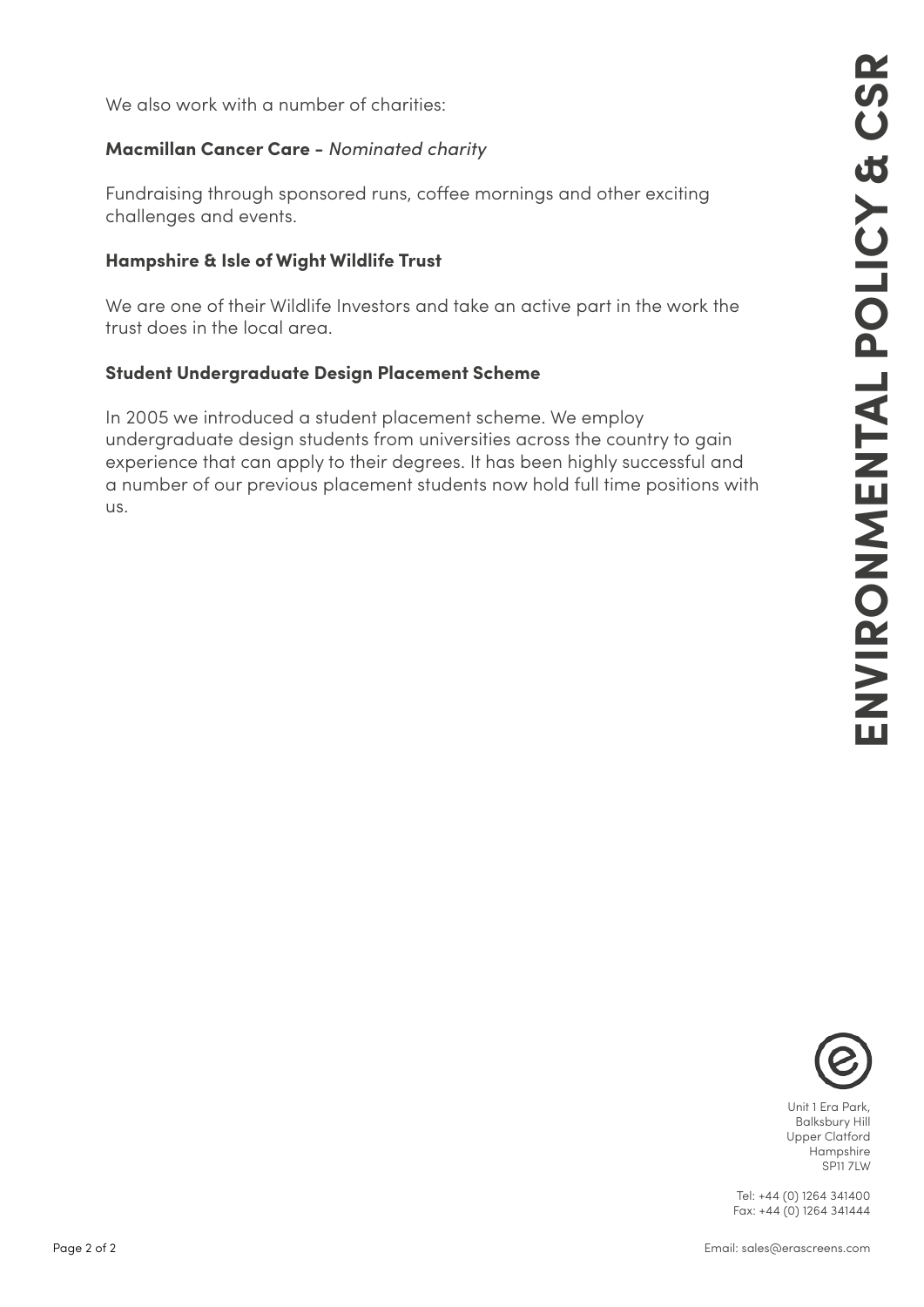We also work with a number of charities:

**Macmillan Cancer Care -** *Nominated charity*

Fundraising through sponsored runs, coffee mornings and other exciting challenges and events.

**Hampshire & Isle of Wight Wildlife Trust**

We are one of their Wildlife Investors and take an active part in the work the trust does in the local area.

**Student Undergraduate Design Placement Scheme**

In 2005 we introduced a student placement scheme. We employ undergraduate design students from universities across the country to gain experience that can apply to their degrees. It has been highly successful and a number of our previous placement students now hold full time positions with us.

Unit 1 Era Park,
Balksbury Hill
Upper Clatford
Hampshire
SP11 7LW

Tel: +44 (0) 1264 341400
Fax: +44 (0) 1264 341444

Email: sales@erascreens.com